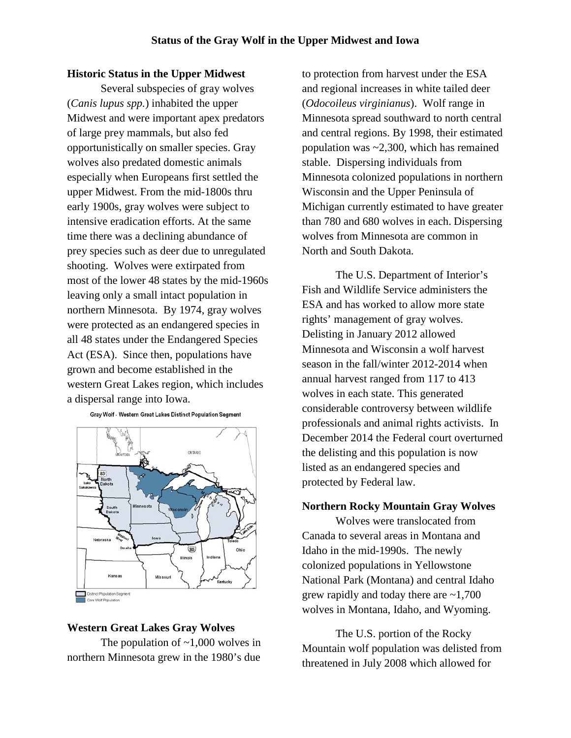# Status of the Gray Wolf in the Upper Midwest and Iowa

## Historic Status in the Upper Midwest

Several subspecies of gray wolves (*Canis lupus spp.*) inhabited the upper Midwest and were important apex predators of large prey mammals, but also fed opportunistically on smaller species. Gray wolves also predated domestic animals especially when Europeans first settled the upper Midwest. From the mid-1800s thru early 1900s, gray wolves were subject to intensive eradication efforts. At the same time there was a declining abundance of prey species such as deer due to unregulated shooting. Wolves were extirpated from most of the lower 48 states by the mid-1960s leaving only a small intact population in northern Minnesota. By 1974, gray wolves were protected as an endangered species in all 48 states under the Endangered Species Act (ESA). Since then, populations have grown and become established in the western Great Lakes region, which includes a dispersal range into Iowa.

Gray Wolf - Western Great Lakes Distinct Population Segment

## Western Great Lakes Gray Wolves

The population of ~1,000 wolves in northern Minnesota grew in the 1980's due to protection from harvest under the ESA and regional increases in white tailed deer (*Odocoileus virginianus*). Wolf range in Minnesota spread southward to north central and central regions. By 1998, their estimated population was ~2,300, which has remained stable. Dispersing individuals from Minnesota colonized populations in northern Wisconsin and the Upper Peninsula of Michigan currently estimated to have greater than 780 and 680 wolves in each. Dispersing wolves from Minnesota are common in North and South Dakota.

The U.S. Department of Interior's Fish and Wildlife Service administers the ESA and has worked to allow more state rights' management of gray wolves. Delisting in January 2012 allowed Minnesota and Wisconsin a wolf harvest season in the fall/winter 2012-2014 when annual harvest ranged from 117 to 413 wolves in each state. This generated considerable controversy between wildlife professionals and animal rights activists. In December 2014 the Federal court overturned the delisting and this population is now listed as an endangered species and protected by Federal law.

## Northern Rocky Mountain Gray Wolves

Wolves were translocated from Canada to several areas in Montana and Idaho in the mid-1990s. The newly colonized populations in Yellowstone National Park (Montana) and central Idaho grew rapidly and today there are ~1,700 wolves in Montana, Idaho, and Wyoming.

The U.S. portion of the Rocky Mountain wolf population was delisted from threatened in July 2008 which allowed for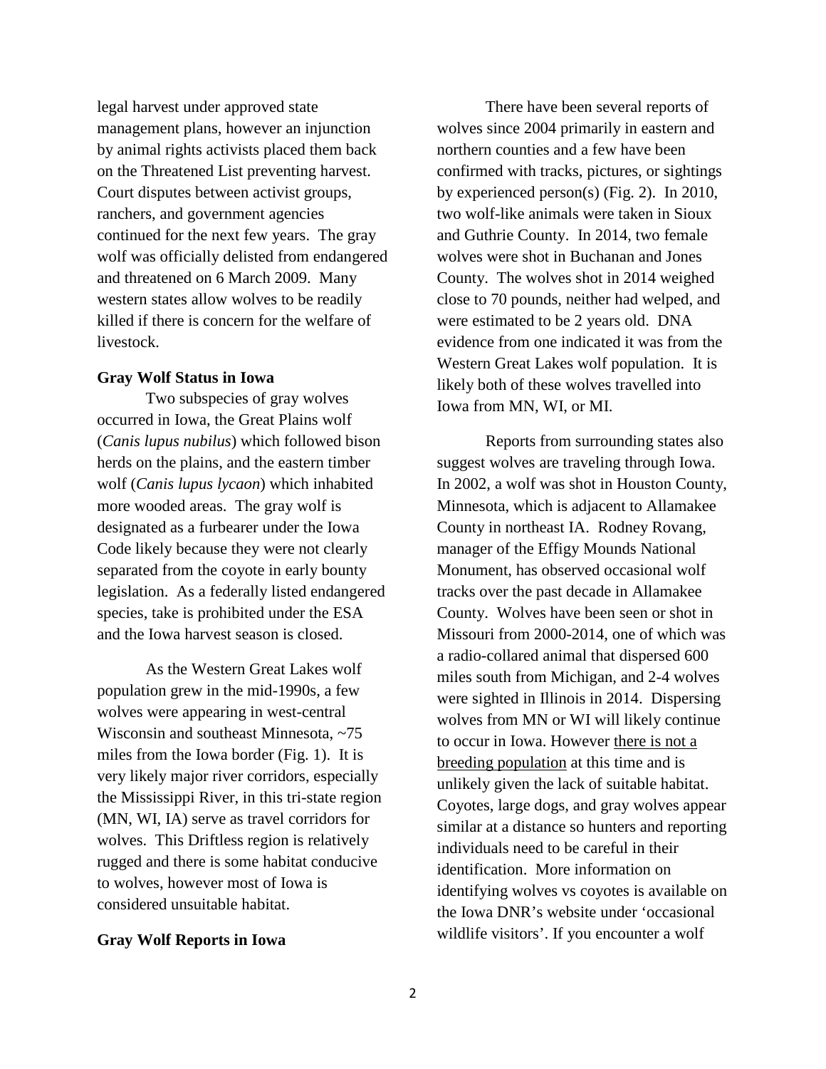legal harvest under approved state management plans, however an injunction by animal rights activists placed them back on the Threatened List preventing harvest. Court disputes between activist groups, ranchers, and government agencies continued for the next few years. The gray wolf was officially delisted from endangered and threatened on 6 March 2009. Many western states allow wolves to be readily killed if there is concern for the welfare of livestock.

**Gray Wolf Status in Iowa**

Two subspecies of gray wolves occurred in Iowa, the Great Plains wolf (*Canis lupus nubilus*) which followed bison herds on the plains, and the eastern timber wolf (*Canis lupus lycaon*) which inhabited more wooded areas. The gray wolf is designated as a furbearer under the Iowa Code likely because they were not clearly separated from the coyote in early bounty legislation. As a federally listed endangered species, take is prohibited under the ESA and the Iowa harvest season is closed.

As the Western Great Lakes wolf population grew in the mid-1990s, a few wolves were appearing in west-central Wisconsin and southeast Minnesota, ~75 miles from the Iowa border (Fig. 1). It is very likely major river corridors, especially the Mississippi River, in this tri-state region (MN, WI, IA) serve as travel corridors for wolves. This Driftless region is relatively rugged and there is some habitat conducive to wolves, however most of Iowa is considered unsuitable habitat.

**Gray Wolf Reports in Iowa**

There have been several reports of wolves since 2004 primarily in eastern and northern counties and a few have been confirmed with tracks, pictures, or sightings by experienced person(s) (Fig. 2). In 2010, two wolf-like animals were taken in Sioux and Guthrie County. In 2014, two female wolves were shot in Buchanan and Jones County. The wolves shot in 2014 weighed close to 70 pounds, neither had welped, and were estimated to be 2 years old. DNA evidence from one indicated it was from the Western Great Lakes wolf population. It is likely both of these wolves travelled into Iowa from MN, WI, or MI.

Reports from surrounding states also suggest wolves are traveling through Iowa. In 2002, a wolf was shot in Houston County, Minnesota, which is adjacent to Allamakee County in northeast IA. Rodney Rovang, manager of the Effigy Mounds National Monument, has observed occasional wolf tracks over the past decade in Allamakee County. Wolves have been seen or shot in Missouri from 2000-2014, one of which was a radio-collared animal that dispersed 600 miles south from Michigan, and 2-4 wolves were sighted in Illinois in 2014. Dispersing wolves from MN or WI will likely continue to occur in Iowa. However <u>there is not a breeding population</u> at this time and is unlikely given the lack of suitable habitat. Coyotes, large dogs, and gray wolves appear similar at a distance so hunters and reporting individuals need to be careful in their identification. More information on identifying wolves vs coyotes is available on the Iowa DNR's website under 'occasional wildlife visitors'. If you encounter a wolf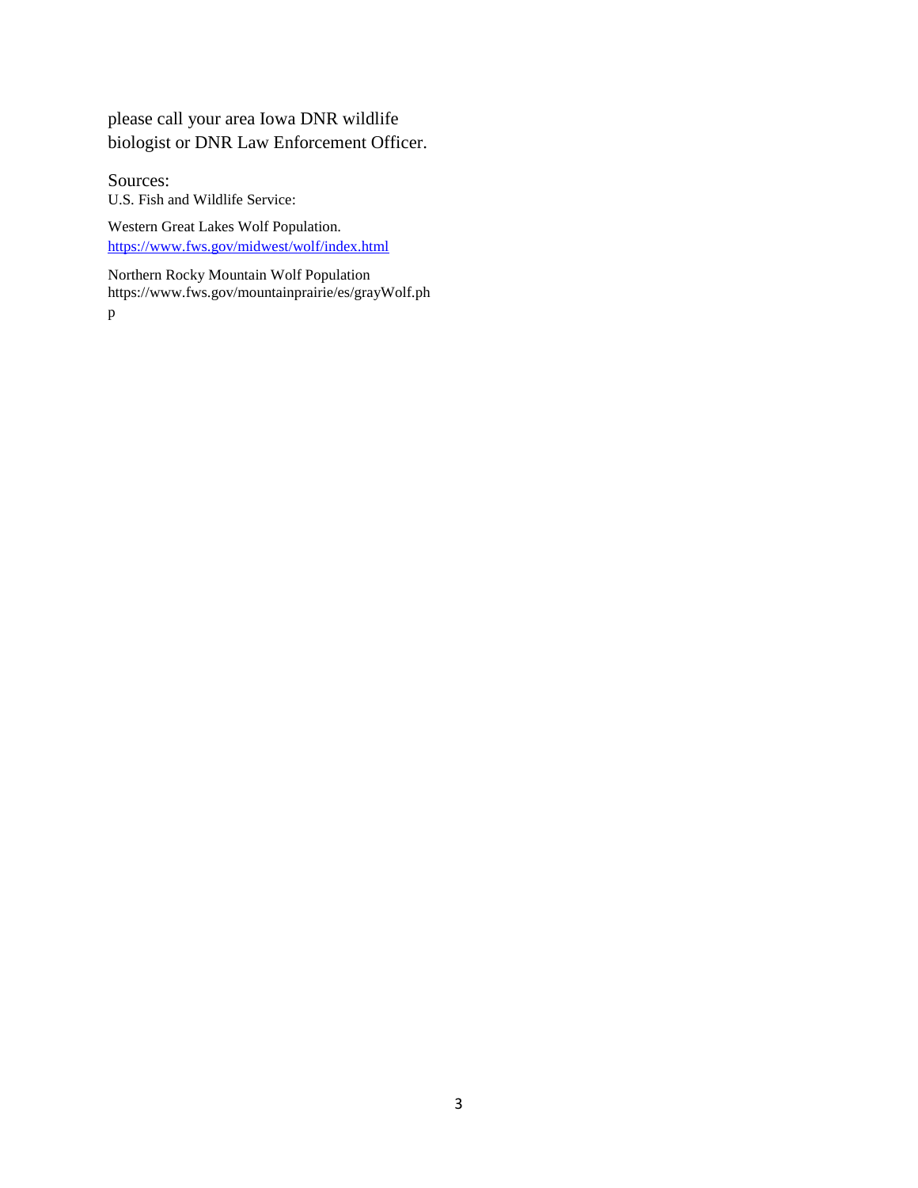please call your area Iowa DNR wildlife biologist or DNR Law Enforcement Officer.

Sources:

U.S. Fish and Wildlife Service:

Western Great Lakes Wolf Population.
https://www.fws.gov/midwest/wolf/index.html

Northern Rocky Mountain Wolf Population
https://www.fws.gov/mountainprairie/es/grayWolf.php